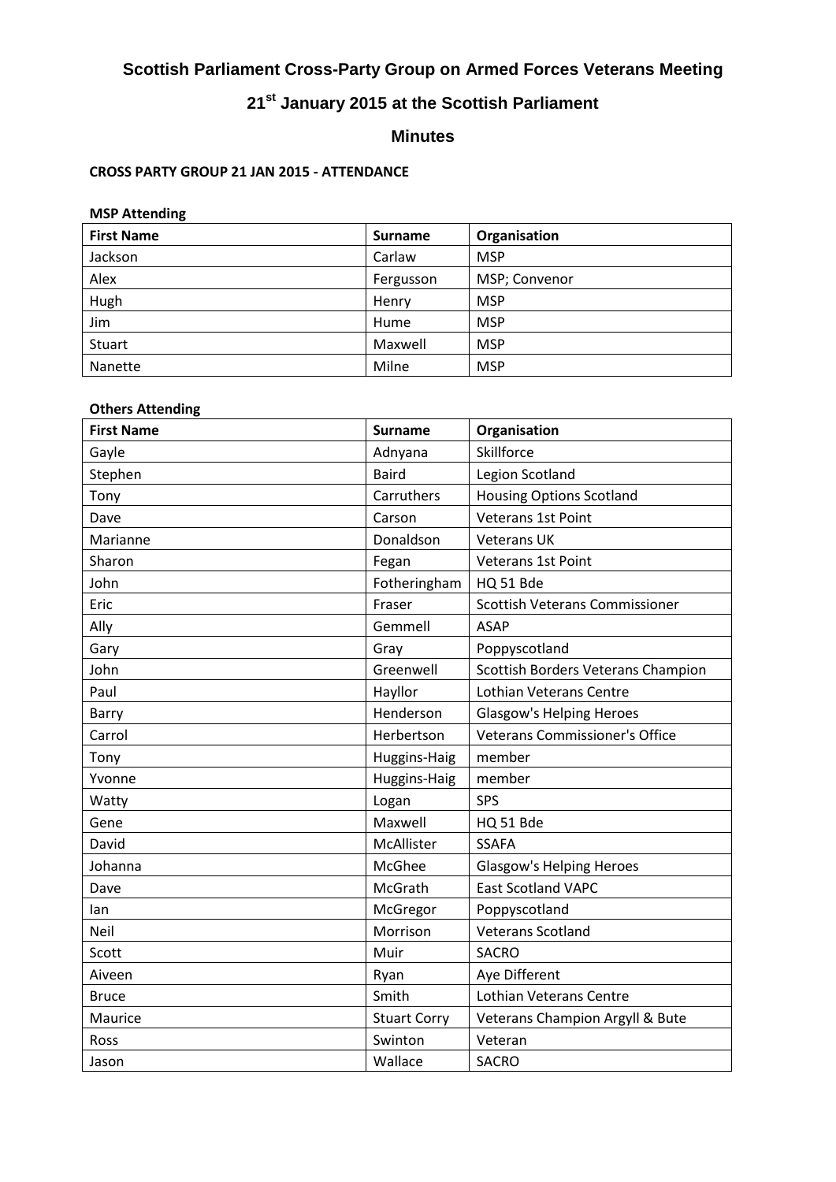# Scottish Parliament Cross-Party Group on Armed Forces Veterans Meeting

## 21st January 2015 at the Scottish Parliament

## Minutes

**CROSS PARTY GROUP 21 JAN 2015 - ATTENDANCE**

**MSP Attending**

| First Name | Surname | Organisation |
|---|---|---|
| Jackson | Carlaw | MSP |
| Alex | Fergusson | MSP; Convenor |
| Hugh | Henry | MSP |
| Jim | Hume | MSP |
| Stuart | Maxwell | MSP |
| Nanette | Milne | MSP |

**Others Attending**

| First Name | Surname | Organisation |
|---|---|---|
| Gayle | Adnyana | Skillforce |
| Stephen | Baird | Legion Scotland |
| Tony | Carruthers | Housing Options Scotland |
| Dave | Carson | Veterans 1st Point |
| Marianne | Donaldson | Veterans UK |
| Sharon | Fegan | Veterans 1st Point |
| John | Fotheringham | HQ 51 Bde |
| Eric | Fraser | Scottish Veterans Commissioner |
| Ally | Gemmell | ASAP |
| Gary | Gray | Poppyscotland |
| John | Greenwell | Scottish Borders Veterans Champion |
| Paul | Hayllor | Lothian Veterans Centre |
| Barry | Henderson | Glasgow's Helping Heroes |
| Carrol | Herbertson | Veterans Commissioner's Office |
| Tony | Huggins-Haig | member |
| Yvonne | Huggins-Haig | member |
| Watty | Logan | SPS |
| Gene | Maxwell | HQ 51 Bde |
| David | McAllister | SSAFA |
| Johanna | McGhee | Glasgow's Helping Heroes |
| Dave | McGrath | East Scotland VAPC |
| Ian | McGregor | Poppyscotland |
| Neil | Morrison | Veterans Scotland |
| Scott | Muir | SACRO |
| Aiveen | Ryan | Aye Different |
| Bruce | Smith | Lothian Veterans Centre |
| Maurice | Stuart Corry | Veterans Champion Argyll & Bute |
| Ross | Swinton | Veteran |
| Jason | Wallace | SACRO |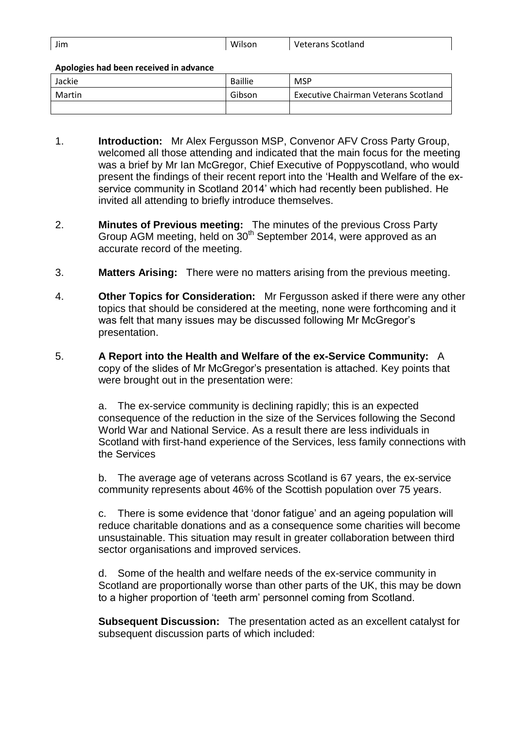| Jim | Wilson | Veterans Scotland |
|---|---|---|

**Apologies had been received in advance**

| Jackie | Baillie | MSP |
|---|---|---|
| Martin | Gibson | Executive Chairman Veterans Scotland |
| | | |

1. **Introduction:** Mr Alex Fergusson MSP, Convenor AFV Cross Party Group, welcomed all those attending and indicated that the main focus for the meeting was a brief by Mr Ian McGregor, Chief Executive of Poppyscotland, who would present the findings of their recent report into the 'Health and Welfare of the ex-service community in Scotland 2014' which had recently been published. He invited all attending to briefly introduce themselves.

2. **Minutes of Previous meeting:** The minutes of the previous Cross Party Group AGM meeting, held on 30th September 2014, were approved as an accurate record of the meeting.

3. **Matters Arising:** There were no matters arising from the previous meeting.

4. **Other Topics for Consideration:** Mr Fergusson asked if there were any other topics that should be considered at the meeting, none were forthcoming and it was felt that many issues may be discussed following Mr McGregor's presentation.

5. **A Report into the Health and Welfare of the ex-Service Community:** A copy of the slides of Mr McGregor's presentation is attached. Key points that were brought out in the presentation were:

   a. The ex-service community is declining rapidly; this is an expected consequence of the reduction in the size of the Services following the Second World War and National Service. As a result there are less individuals in Scotland with first-hand experience of the Services, less family connections with the Services

   b. The average age of veterans across Scotland is 67 years, the ex-service community represents about 46% of the Scottish population over 75 years.

   c. There is some evidence that 'donor fatigue' and an ageing population will reduce charitable donations and as a consequence some charities will become unsustainable. This situation may result in greater collaboration between third sector organisations and improved services.

   d. Some of the health and welfare needs of the ex-service community in Scotland are proportionally worse than other parts of the UK, this may be down to a higher proportion of 'teeth arm' personnel coming from Scotland.

   **Subsequent Discussion:** The presentation acted as an excellent catalyst for subsequent discussion parts of which included: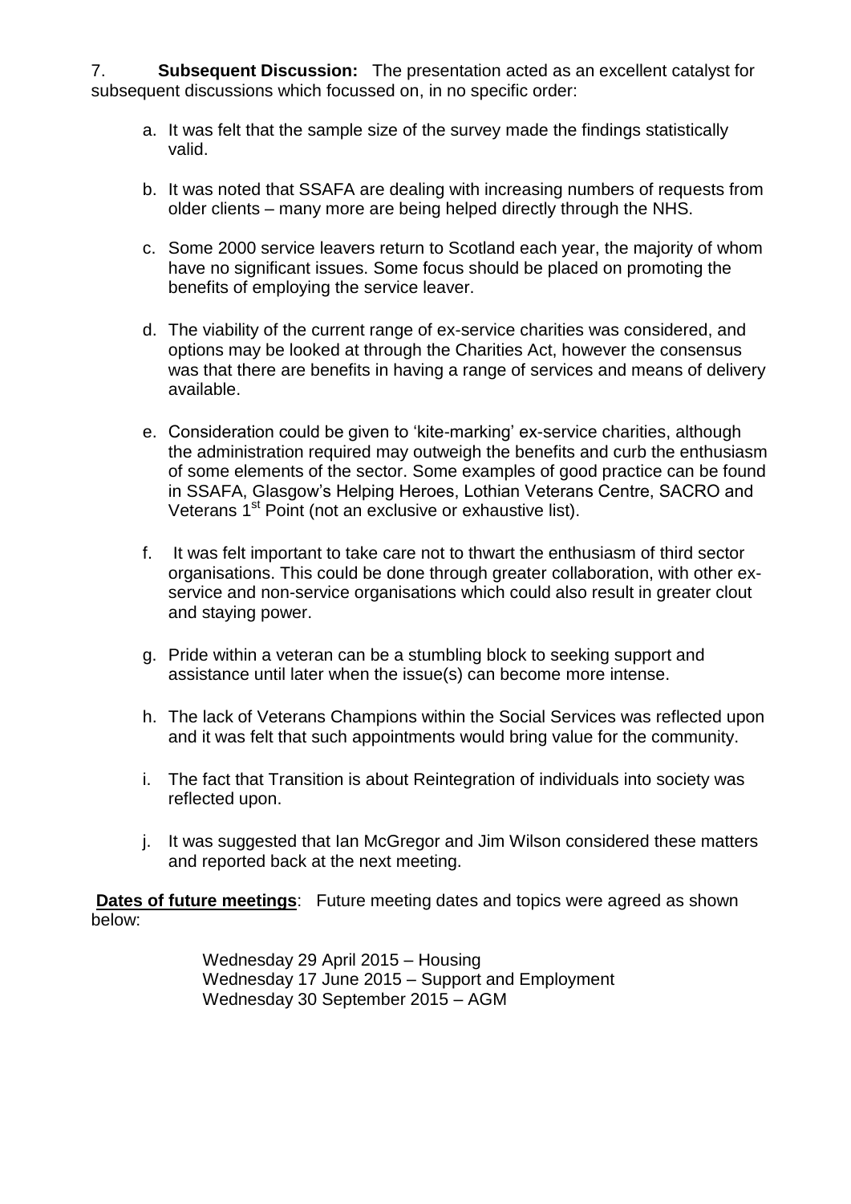7. **Subsequent Discussion:** The presentation acted as an excellent catalyst for subsequent discussions which focussed on, in no specific order:

a. It was felt that the sample size of the survey made the findings statistically valid.

b. It was noted that SSAFA are dealing with increasing numbers of requests from older clients – many more are being helped directly through the NHS.

c. Some 2000 service leavers return to Scotland each year, the majority of whom have no significant issues. Some focus should be placed on promoting the benefits of employing the service leaver.

d. The viability of the current range of ex-service charities was considered, and options may be looked at through the Charities Act, however the consensus was that there are benefits in having a range of services and means of delivery available.

e. Consideration could be given to 'kite-marking' ex-service charities, although the administration required may outweigh the benefits and curb the enthusiasm of some elements of the sector. Some examples of good practice can be found in SSAFA, Glasgow's Helping Heroes, Lothian Veterans Centre, SACRO and Veterans 1st Point (not an exclusive or exhaustive list).

f. It was felt important to take care not to thwart the enthusiasm of third sector organisations. This could be done through greater collaboration, with other ex-service and non-service organisations which could also result in greater clout and staying power.

g. Pride within a veteran can be a stumbling block to seeking support and assistance until later when the issue(s) can become more intense.

h. The lack of Veterans Champions within the Social Services was reflected upon and it was felt that such appointments would bring value for the community.

i. The fact that Transition is about Reintegration of individuals into society was reflected upon.

j. It was suggested that Ian McGregor and Jim Wilson considered these matters and reported back at the next meeting.

**Dates of future meetings**: Future meeting dates and topics were agreed as shown below:

Wednesday 29 April 2015 – Housing
Wednesday 17 June 2015 – Support and Employment
Wednesday 30 September 2015 – AGM